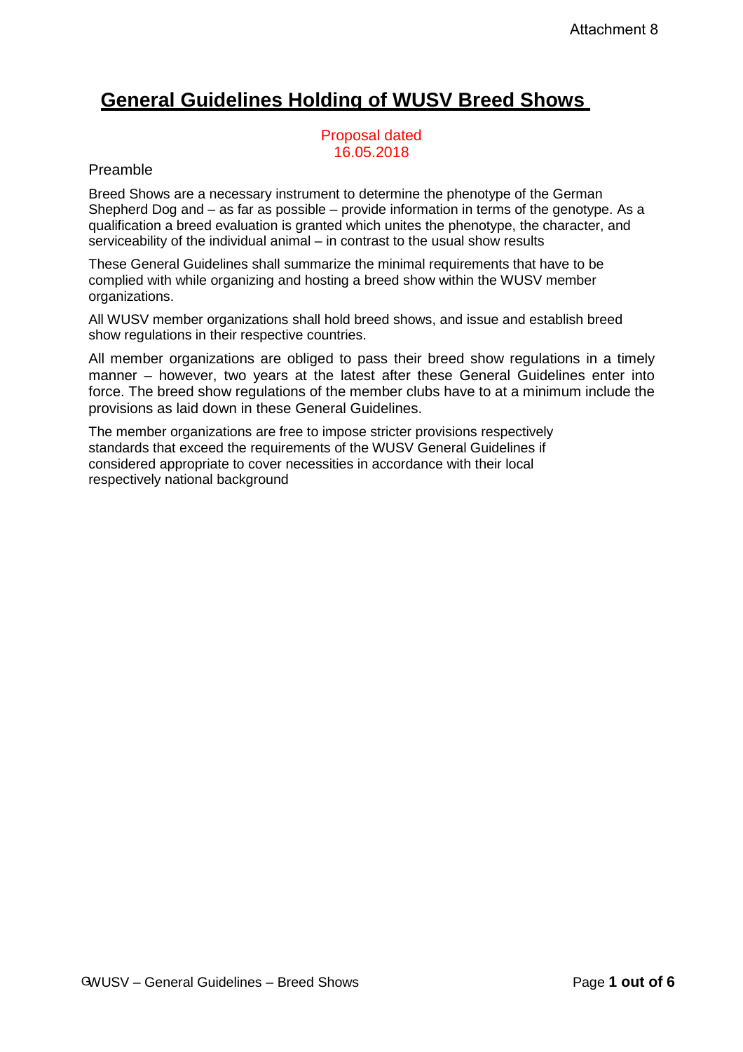Attachment 8

# General Guidelines Holding of WUSV Breed Shows

Proposal dated
16.05.2018

## Preamble

Breed Shows are a necessary instrument to determine the phenotype of the German Shepherd Dog and – as far as possible – provide information in terms of the genotype. As a qualification a breed evaluation is granted which unites the phenotype, the character, and serviceability of the individual animal – in contrast to the usual show results

These General Guidelines shall summarize the minimal requirements that have to be complied with while organizing and hosting a breed show within the WUSV member organizations.

All WUSV member organizations shall hold breed shows, and issue and establish breed show regulations in their respective countries.

All member organizations are obliged to pass their breed show regulations in a timely manner – however, two years at the latest after these General Guidelines enter into force. The breed show regulations of the member clubs have to at a minimum include the provisions as laid down in these General Guidelines.

The member organizations are free to impose stricter provisions respectively standards that exceed the requirements of the WUSV General Guidelines if considered appropriate to cover necessities in accordance with their local respectively national background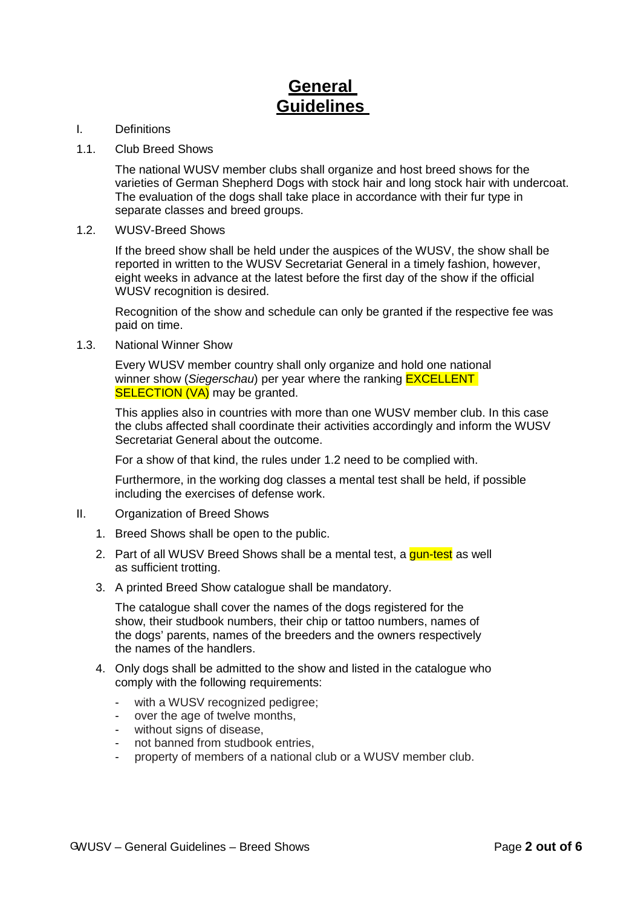# General Guidelines

I. Definitions

1.1. Club Breed Shows

The national WUSV member clubs shall organize and host breed shows for the varieties of German Shepherd Dogs with stock hair and long stock hair with undercoat. The evaluation of the dogs shall take place in accordance with their fur type in separate classes and breed groups.

1.2. WUSV-Breed Shows

If the breed show shall be held under the auspices of the WUSV, the show shall be reported in written to the WUSV Secretariat General in a timely fashion, however, eight weeks in advance at the latest before the first day of the show if the official WUSV recognition is desired.

Recognition of the show and schedule can only be granted if the respective fee was paid on time.

1.3. National Winner Show

Every WUSV member country shall only organize and hold one national winner show (*Siegerschau*) per year where the ranking EXCELLENT SELECTION (VA) may be granted.

This applies also in countries with more than one WUSV member club. In this case the clubs affected shall coordinate their activities accordingly and inform the WUSV Secretariat General about the outcome.

For a show of that kind, the rules under 1.2 need to be complied with.

Furthermore, in the working dog classes a mental test shall be held, if possible including the exercises of defense work.

II. Organization of Breed Shows

1. Breed Shows shall be open to the public.
2. Part of all WUSV Breed Shows shall be a mental test, a gun-test as well as sufficient trotting.
3. A printed Breed Show catalogue shall be mandatory.

   The catalogue shall cover the names of the dogs registered for the show, their studbook numbers, their chip or tattoo numbers, names of the dogs' parents, names of the breeders and the owners respectively the names of the handlers.

4. Only dogs shall be admitted to the show and listed in the catalogue who comply with the following requirements:

   - with a WUSV recognized pedigree;
   - over the age of twelve months,
   - without signs of disease,
   - not banned from studbook entries,
   - property of members of a national club or a WUSV member club.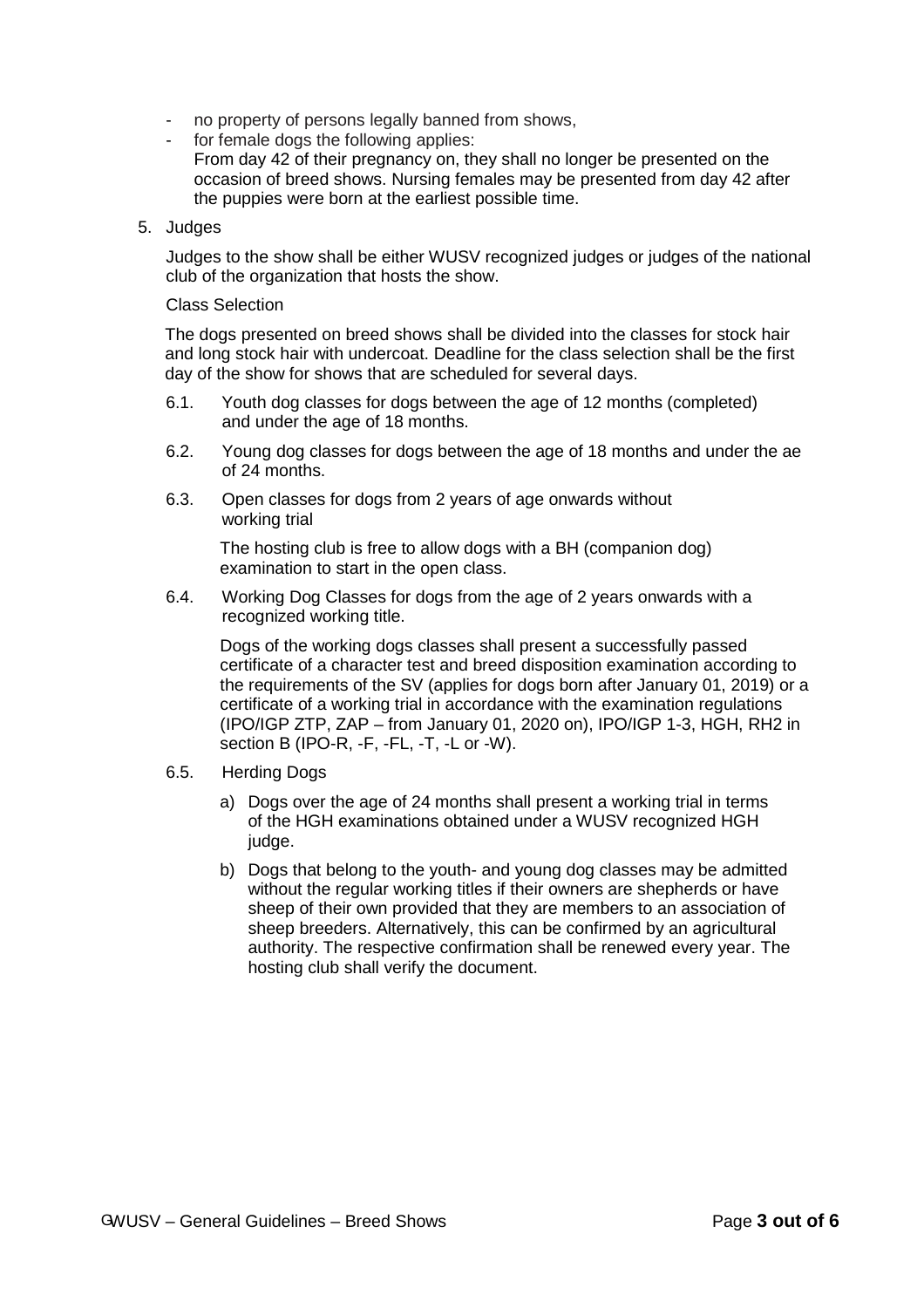- no property of persons legally banned from shows,
- for female dogs the following applies:
  From day 42 of their pregnancy on, they shall no longer be presented on the occasion of breed shows. Nursing females may be presented from day 42 after the puppies were born at the earliest possible time.

5. Judges

   Judges to the show shall be either WUSV recognized judges or judges of the national club of the organization that hosts the show.

   Class Selection

   The dogs presented on breed shows shall be divided into the classes for stock hair and long stock hair with undercoat. Deadline for the class selection shall be the first day of the show for shows that are scheduled for several days.

   6.1. Youth dog classes for dogs between the age of 12 months (completed) and under the age of 18 months.

   6.2. Young dog classes for dogs between the age of 18 months and under the ae of 24 months.

   6.3. Open classes for dogs from 2 years of age onwards without working trial

   The hosting club is free to allow dogs with a BH (companion dog) examination to start in the open class.

   6.4. Working Dog Classes for dogs from the age of 2 years onwards with a recognized working title.

   Dogs of the working dogs classes shall present a successfully passed certificate of a character test and breed disposition examination according to the requirements of the SV (applies for dogs born after January 01, 2019) or a certificate of a working trial in accordance with the examination regulations (IPO/IGP ZTP, ZAP – from January 01, 2020 on), IPO/IGP 1-3, HGH, RH2 in section B (IPO-R, -F, -FL, -T, -L or -W).

   6.5. Herding Dogs

   a) Dogs over the age of 24 months shall present a working trial in terms of the HGH examinations obtained under a WUSV recognized HGH judge.

   b) Dogs that belong to the youth- and young dog classes may be admitted without the regular working titles if their owners are shepherds or have sheep of their own provided that they are members to an association of sheep breeders. Alternatively, this can be confirmed by an agricultural authority. The respective confirmation shall be renewed every year. The hosting club shall verify the document.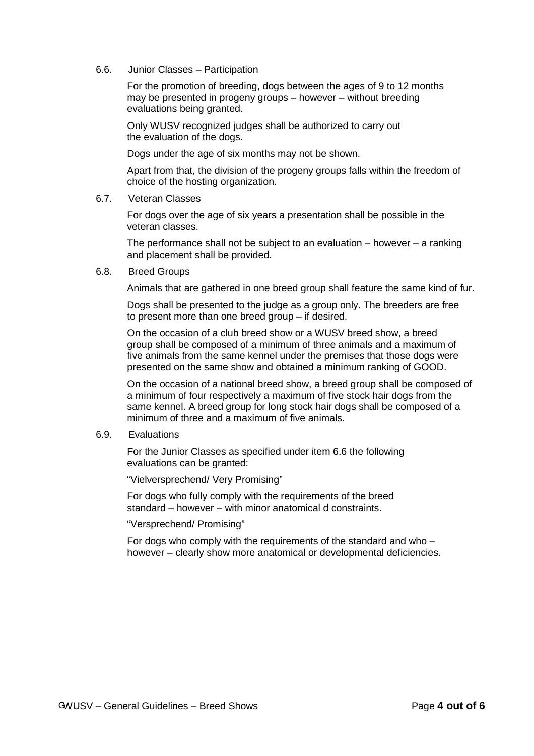### 6.6. Junior Classes – Participation

For the promotion of breeding, dogs between the ages of 9 to 12 months may be presented in progeny groups – however – without breeding evaluations being granted.

Only WUSV recognized judges shall be authorized to carry out the evaluation of the dogs.

Dogs under the age of six months may not be shown.

Apart from that, the division of the progeny groups falls within the freedom of choice of the hosting organization.

### 6.7. Veteran Classes

For dogs over the age of six years a presentation shall be possible in the veteran classes.

The performance shall not be subject to an evaluation – however – a ranking and placement shall be provided.

### 6.8. Breed Groups

Animals that are gathered in one breed group shall feature the same kind of fur.

Dogs shall be presented to the judge as a group only. The breeders are free to present more than one breed group – if desired.

On the occasion of a club breed show or a WUSV breed show, a breed group shall be composed of a minimum of three animals and a maximum of five animals from the same kennel under the premises that those dogs were presented on the same show and obtained a minimum ranking of GOOD.

On the occasion of a national breed show, a breed group shall be composed of a minimum of four respectively a maximum of five stock hair dogs from the same kennel. A breed group for long stock hair dogs shall be composed of a minimum of three and a maximum of five animals.

### 6.9. Evaluations

For the Junior Classes as specified under item 6.6 the following evaluations can be granted:

"Vielversprechend/ Very Promising"

For dogs who fully comply with the requirements of the breed standard – however – with minor anatomical d constraints.

"Versprechend/ Promising"

For dogs who comply with the requirements of the standard and who – however – clearly show more anatomical or developmental deficiencies.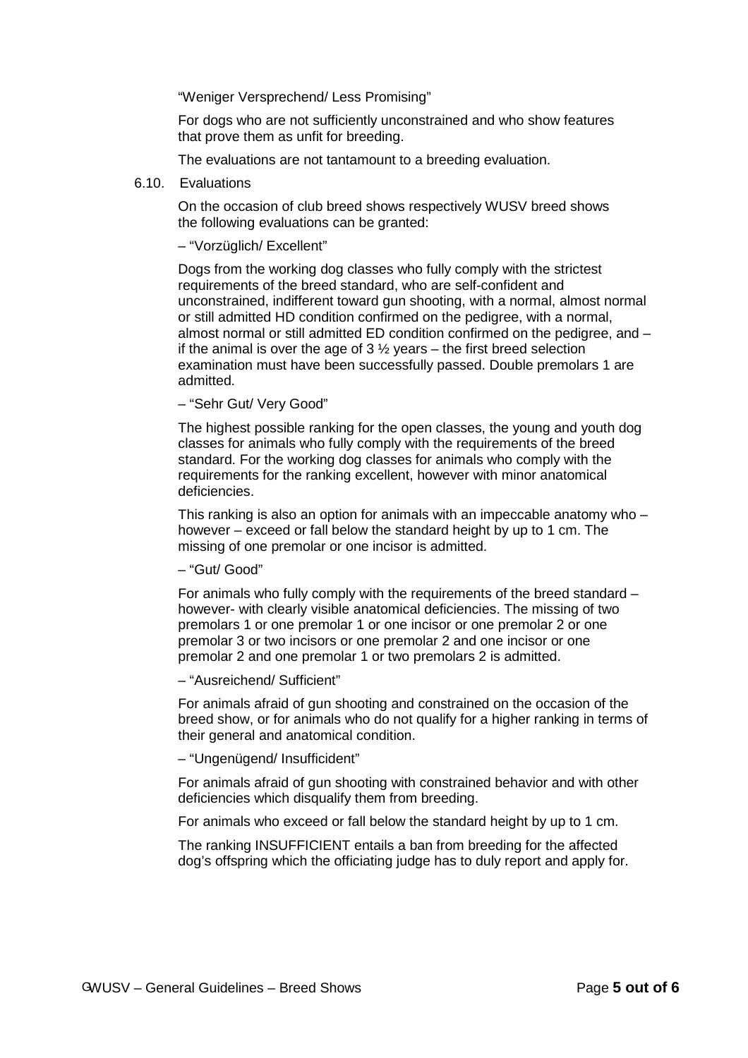"Weniger Versprechend/ Less Promising"

For dogs who are not sufficiently unconstrained and who show features that prove them as unfit for breeding.

The evaluations are not tantamount to a breeding evaluation.

### 6.10. Evaluations

On the occasion of club breed shows respectively WUSV breed shows the following evaluations can be granted:

– "Vorzüglich/ Excellent"

Dogs from the working dog classes who fully comply with the strictest requirements of the breed standard, who are self-confident and unconstrained, indifferent toward gun shooting, with a normal, almost normal or still admitted HD condition confirmed on the pedigree, with a normal, almost normal or still admitted ED condition confirmed on the pedigree, and – if the animal is over the age of 3 ½ years – the first breed selection examination must have been successfully passed. Double premolars 1 are admitted.

– "Sehr Gut/ Very Good"

The highest possible ranking for the open classes, the young and youth dog classes for animals who fully comply with the requirements of the breed standard. For the working dog classes for animals who comply with the requirements for the ranking excellent, however with minor anatomical deficiencies.

This ranking is also an option for animals with an impeccable anatomy who – however – exceed or fall below the standard height by up to 1 cm. The missing of one premolar or one incisor is admitted.

– "Gut/ Good"

For animals who fully comply with the requirements of the breed standard – however- with clearly visible anatomical deficiencies. The missing of two premolars 1 or one premolar 1 or one incisor or one premolar 2 or one premolar 3 or two incisors or one premolar 2 and one incisor or one premolar 2 and one premolar 1 or two premolars 2 is admitted.

– "Ausreichend/ Sufficient"

For animals afraid of gun shooting and constrained on the occasion of the breed show, or for animals who do not qualify for a higher ranking in terms of their general and anatomical condition.

– "Ungenügend/ Insufficident"

For animals afraid of gun shooting with constrained behavior and with other deficiencies which disqualify them from breeding.

For animals who exceed or fall below the standard height by up to 1 cm.

The ranking INSUFFICIENT entails a ban from breeding for the affected dog's offspring which the officiating judge has to duly report and apply for.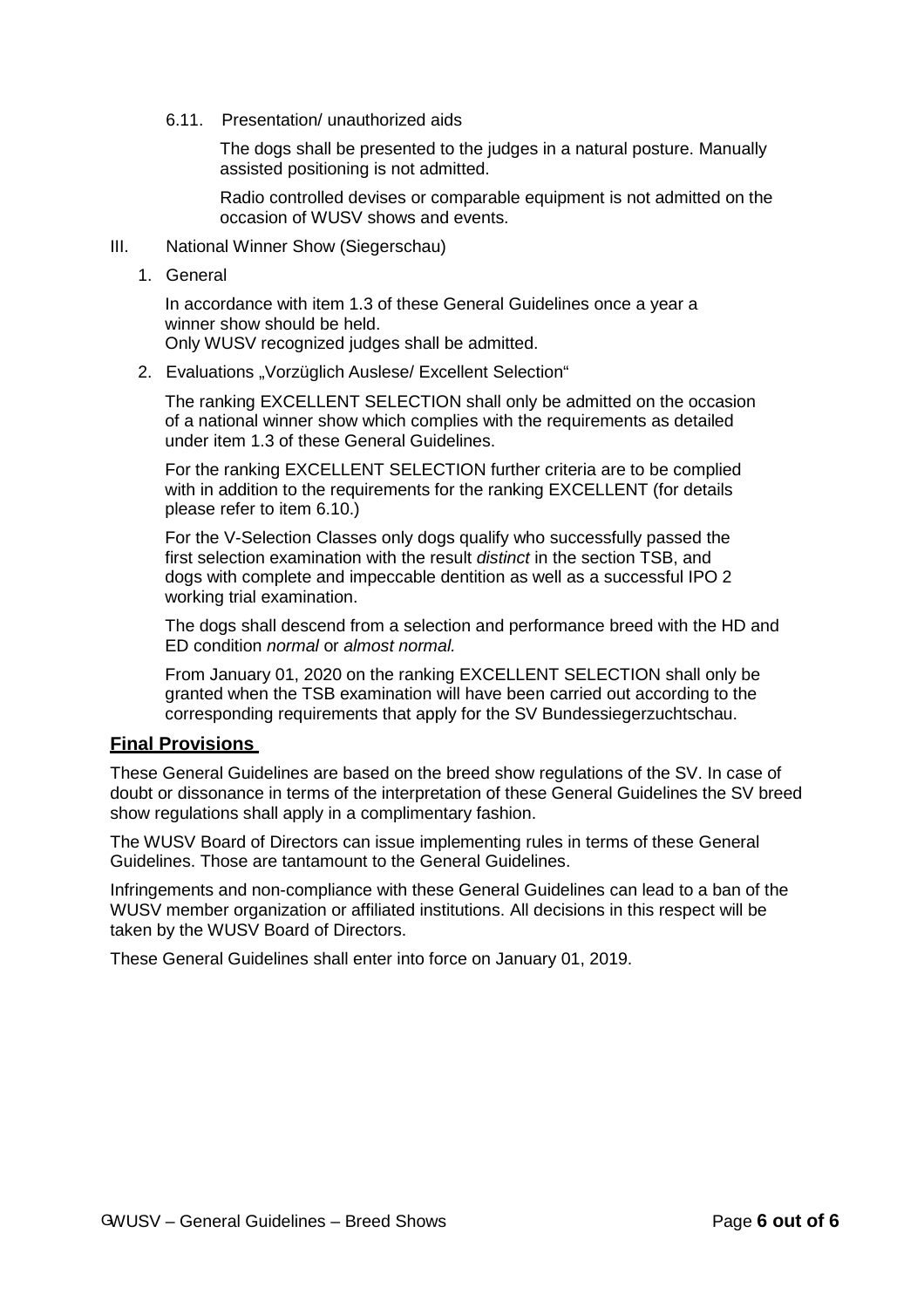6.11. Presentation/ unauthorized aids

The dogs shall be presented to the judges in a natural posture. Manually assisted positioning is not admitted.

Radio controlled devises or comparable equipment is not admitted on the occasion of WUSV shows and events.

III. National Winner Show (Siegerschau)

1. General

In accordance with item 1.3 of these General Guidelines once a year a winner show should be held.
Only WUSV recognized judges shall be admitted.

2. Evaluations „Vorzüglich Auslese/ Excellent Selection“

The ranking EXCELLENT SELECTION shall only be admitted on the occasion of a national winner show which complies with the requirements as detailed under item 1.3 of these General Guidelines.

For the ranking EXCELLENT SELECTION further criteria are to be complied with in addition to the requirements for the ranking EXCELLENT (for details please refer to item 6.10.)

For the V-Selection Classes only dogs qualify who successfully passed the first selection examination with the result *distinct* in the section TSB, and dogs with complete and impeccable dentition as well as a successful IPO 2 working trial examination.

The dogs shall descend from a selection and performance breed with the HD and ED condition *normal* or *almost normal.*

From January 01, 2020 on the ranking EXCELLENT SELECTION shall only be granted when the TSB examination will have been carried out according to the corresponding requirements that apply for the SV Bundessiegerzuchtschau.

## Final Provisions

These General Guidelines are based on the breed show regulations of the SV. In case of doubt or dissonance in terms of the interpretation of these General Guidelines the SV breed show regulations shall apply in a complimentary fashion.

The WUSV Board of Directors can issue implementing rules in terms of these General Guidelines. Those are tantamount to the General Guidelines.

Infringements and non-compliance with these General Guidelines can lead to a ban of the WUSV member organization or affiliated institutions. All decisions in this respect will be taken by the WUSV Board of Directors.

These General Guidelines shall enter into force on January 01, 2019.